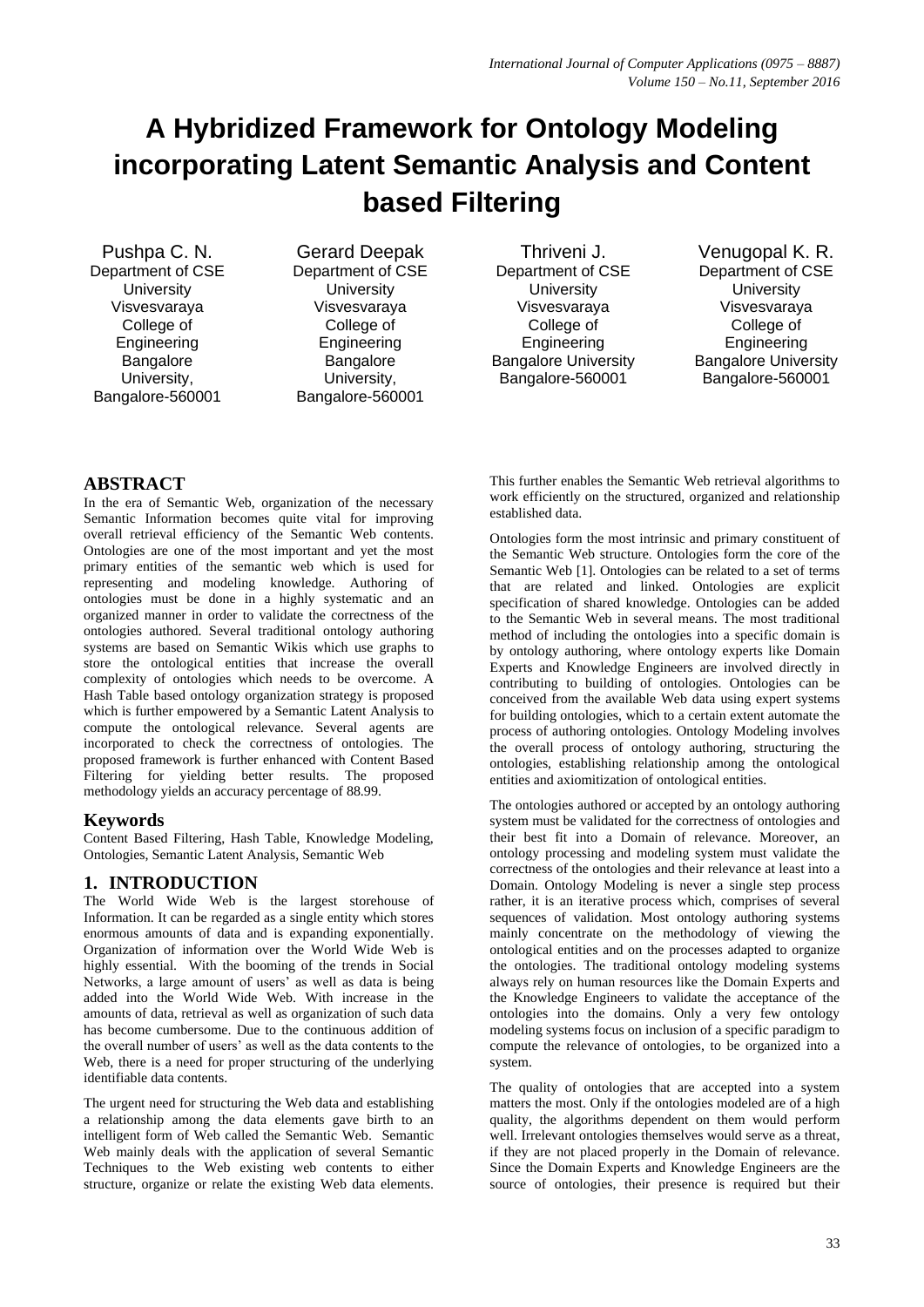# A Hybridized Framework for Ontology Modeling incorporating Latent Semantic Analysis and Content based Filtering

Pushpa C. N.
Department of CSE
University Visvesvaraya College of Engineering
Bangalore University,
Bangalore-560001

Gerard Deepak
Department of CSE
University Visvesvaraya College of Engineering
Bangalore University,
Bangalore-560001

Thriveni J.
Department of CSE
University Visvesvaraya College of Engineering
Bangalore University
Bangalore-560001

Venugopal K. R.
Department of CSE
University Visvesvaraya College of Engineering
Bangalore University
Bangalore-560001

## ABSTRACT

In the era of Semantic Web, organization of the necessary Semantic Information becomes quite vital for improving overall retrieval efficiency of the Semantic Web contents. Ontologies are one of the most important and yet the most primary entities of the semantic web which is used for representing and modeling knowledge. Authoring of ontologies must be done in a highly systematic and an organized manner in order to validate the correctness of the ontologies authored. Several traditional ontology authoring systems are based on Semantic Wikis which use graphs to store the ontological entities that increase the overall complexity of ontologies which needs to be overcome. A Hash Table based ontology organization strategy is proposed which is further empowered by a Semantic Latent Analysis to compute the ontological relevance. Several agents are incorporated to check the correctness of ontologies. The proposed framework is further enhanced with Content Based Filtering for yielding better results. The proposed methodology yields an accuracy percentage of 88.99.

### Keywords

Content Based Filtering, Hash Table, Knowledge Modeling, Ontologies, Semantic Latent Analysis, Semantic Web

## 1. INTRODUCTION

The World Wide Web is the largest storehouse of Information. It can be regarded as a single entity which stores enormous amounts of data and is expanding exponentially. Organization of information over the World Wide Web is highly essential. With the booming of the trends in Social Networks, a large amount of users' as well as data is being added into the World Wide Web. With increase in the amounts of data, retrieval as well as organization of such data has become cumbersome. Due to the continuous addition of the overall number of users' as well as the data contents to the Web, there is a need for proper structuring of the underlying identifiable data contents.

The urgent need for structuring the Web data and establishing a relationship among the data elements gave birth to an intelligent form of Web called the Semantic Web. Semantic Web mainly deals with the application of several Semantic Techniques to the Web existing web contents to either structure, organize or relate the existing Web data elements. This further enables the Semantic Web retrieval algorithms to work efficiently on the structured, organized and relationship established data.

Ontologies form the most intrinsic and primary constituent of the Semantic Web structure. Ontologies form the core of the Semantic Web [1]. Ontologies can be related to a set of terms that are related and linked. Ontologies are explicit specification of shared knowledge. Ontologies can be added to the Semantic Web in several means. The most traditional method of including the ontologies into a specific domain is by ontology authoring, where ontology experts like Domain Experts and Knowledge Engineers are involved directly in contributing to building of ontologies. Ontologies can be conceived from the available Web data using expert systems for building ontologies, which to a certain extent automate the process of authoring ontologies. Ontology Modeling involves the overall process of ontology authoring, structuring the ontologies, establishing relationship among the ontological entities and axiomitization of ontological entities.

The ontologies authored or accepted by an ontology authoring system must be validated for the correctness of ontologies and their best fit into a Domain of relevance. Moreover, an ontology processing and modeling system must validate the correctness of the ontologies and their relevance at least into a Domain. Ontology Modeling is never a single step process rather, it is an iterative process which, comprises of several sequences of validation. Most ontology authoring systems mainly concentrate on the methodology of viewing the ontological entities and on the processes adapted to organize the ontologies. The traditional ontology modeling systems always rely on human resources like the Domain Experts and the Knowledge Engineers to validate the acceptance of the ontologies into the domains. Only a very few ontology modeling systems focus on inclusion of a specific paradigm to compute the relevance of ontologies, to be organized into a system.

The quality of ontologies that are accepted into a system matters the most. Only if the ontologies modeled are of a high quality, the algorithms dependent on them would perform well. Irrelevant ontologies themselves would serve as a threat, if they are not placed properly in the Domain of relevance. Since the Domain Experts and Knowledge Engineers are the source of ontologies, their presence is required but their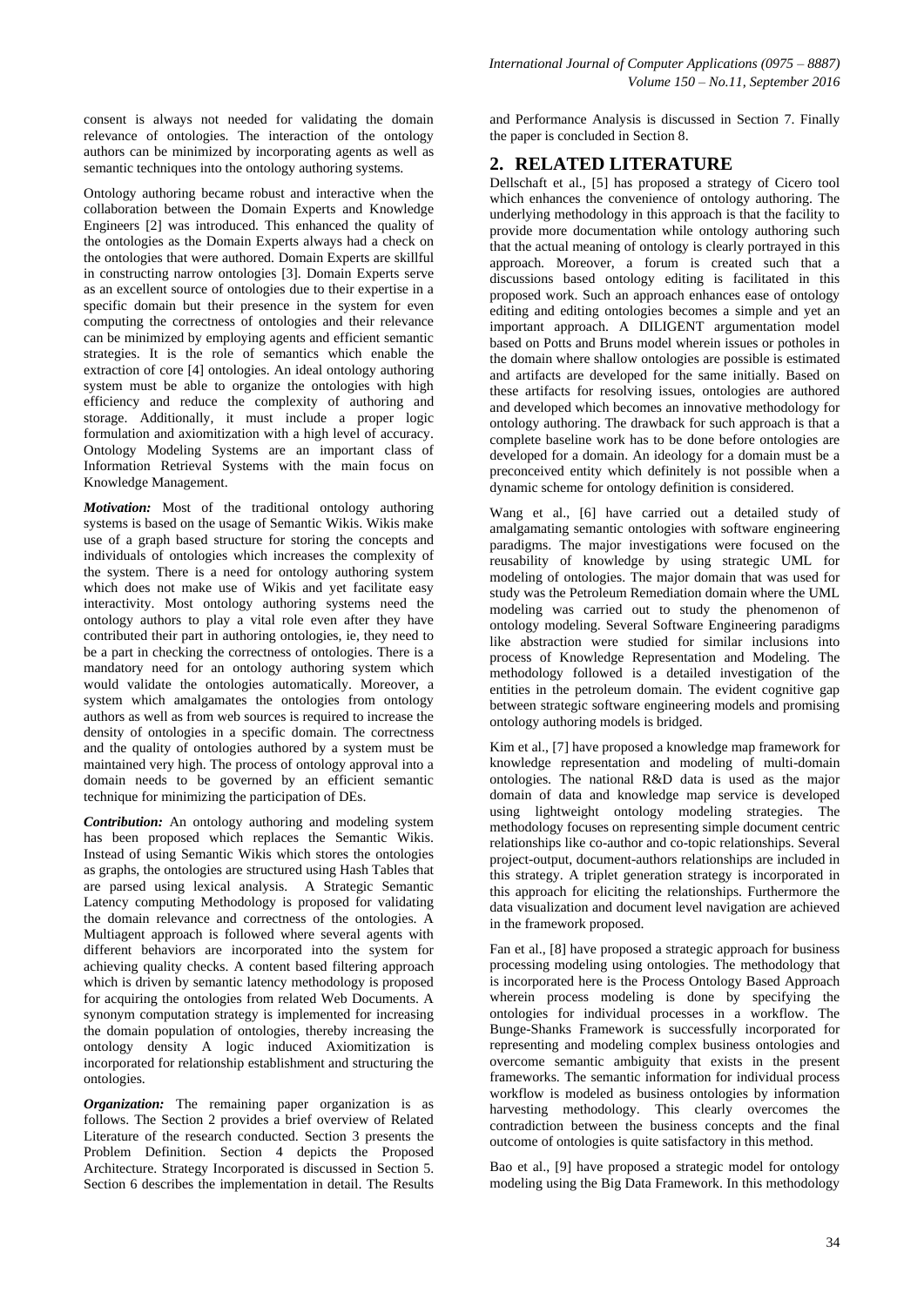consent is always not needed for validating the domain relevance of ontologies. The interaction of the ontology authors can be minimized by incorporating agents as well as semantic techniques into the ontology authoring systems.

Ontology authoring became robust and interactive when the collaboration between the Domain Experts and Knowledge Engineers [2] was introduced. This enhanced the quality of the ontologies as the Domain Experts always had a check on the ontologies that were authored. Domain Experts are skillful in constructing narrow ontologies [3]. Domain Experts serve as an excellent source of ontologies due to their expertise in a specific domain but their presence in the system for even computing the correctness of ontologies and their relevance can be minimized by employing agents and efficient semantic strategies. It is the role of semantics which enable the extraction of core [4] ontologies. An ideal ontology authoring system must be able to organize the ontologies with high efficiency and reduce the complexity of authoring and storage. Additionally, it must include a proper logic formulation and axiomitization with a high level of accuracy. Ontology Modeling Systems are an important class of Information Retrieval Systems with the main focus on Knowledge Management.

***Motivation:*** Most of the traditional ontology authoring systems is based on the usage of Semantic Wikis. Wikis make use of a graph based structure for storing the concepts and individuals of ontologies which increases the complexity of the system. There is a need for ontology authoring system which does not make use of Wikis and yet facilitate easy interactivity. Most ontology authoring systems need the ontology authors to play a vital role even after they have contributed their part in authoring ontologies, ie, they need to be a part in checking the correctness of ontologies. There is a mandatory need for an ontology authoring system which would validate the ontologies automatically. Moreover, a system which amalgamates the ontologies from ontology authors as well as from web sources is required to increase the density of ontologies in a specific domain. The correctness and the quality of ontologies authored by a system must be maintained very high. The process of ontology approval into a domain needs to be governed by an efficient semantic technique for minimizing the participation of DEs.

***Contribution:*** An ontology authoring and modeling system has been proposed which replaces the Semantic Wikis. Instead of using Semantic Wikis which stores the ontologies as graphs, the ontologies are structured using Hash Tables that are parsed using lexical analysis. A Strategic Semantic Latency computing Methodology is proposed for validating the domain relevance and correctness of the ontologies. A Multiagent approach is followed where several agents with different behaviors are incorporated into the system for achieving quality checks. A content based filtering approach which is driven by semantic latency methodology is proposed for acquiring the ontologies from related Web Documents. A synonym computation strategy is implemented for increasing the domain population of ontologies, thereby increasing the ontology density A logic induced Axiomitization is incorporated for relationship establishment and structuring the ontologies.

***Organization:*** The remaining paper organization is as follows. The Section 2 provides a brief overview of Related Literature of the research conducted. Section 3 presents the Problem Definition. Section 4 depicts the Proposed Architecture. Strategy Incorporated is discussed in Section 5. Section 6 describes the implementation in detail. The Results and Performance Analysis is discussed in Section 7. Finally the paper is concluded in Section 8.

## 2. RELATED LITERATURE

Dellschaft et al., [5] has proposed a strategy of Cicero tool which enhances the convenience of ontology authoring. The underlying methodology in this approach is that the facility to provide more documentation while ontology authoring such that the actual meaning of ontology is clearly portrayed in this approach. Moreover, a forum is created such that a discussions based ontology editing is facilitated in this proposed work. Such an approach enhances ease of ontology editing and editing ontologies becomes a simple and yet an important approach. A DILIGENT argumentation model based on Potts and Bruns model wherein issues or potholes in the domain where shallow ontologies are possible is estimated and artifacts are developed for the same initially. Based on these artifacts for resolving issues, ontologies are authored and developed which becomes an innovative methodology for ontology authoring. The drawback for such approach is that a complete baseline work has to be done before ontologies are developed for a domain. An ideology for a domain must be a preconceived entity which definitely is not possible when a dynamic scheme for ontology definition is considered.

Wang et al., [6] have carried out a detailed study of amalgamating semantic ontologies with software engineering paradigms. The major investigations were focused on the reusability of knowledge by using strategic UML for modeling of ontologies. The major domain that was used for study was the Petroleum Remediation domain where the UML modeling was carried out to study the phenomenon of ontology modeling. Several Software Engineering paradigms like abstraction were studied for similar inclusions into process of Knowledge Representation and Modeling. The methodology followed is a detailed investigation of the entities in the petroleum domain. The evident cognitive gap between strategic software engineering models and promising ontology authoring models is bridged.

Kim et al., [7] have proposed a knowledge map framework for knowledge representation and modeling of multi-domain ontologies. The national R&D data is used as the major domain of data and knowledge map service is developed using lightweight ontology modeling strategies. The methodology focuses on representing simple document centric relationships like co-author and co-topic relationships. Several project-output, document-authors relationships are included in this strategy. A triplet generation strategy is incorporated in this approach for eliciting the relationships. Furthermore the data visualization and document level navigation are achieved in the framework proposed.

Fan et al., [8] have proposed a strategic approach for business processing modeling using ontologies. The methodology that is incorporated here is the Process Ontology Based Approach wherein process modeling is done by specifying the ontologies for individual processes in a workflow. The Bunge-Shanks Framework is successfully incorporated for representing and modeling complex business ontologies and overcome semantic ambiguity that exists in the present frameworks. The semantic information for individual process workflow is modeled as business ontologies by information harvesting methodology. This clearly overcomes the contradiction between the business concepts and the final outcome of ontologies is quite satisfactory in this method.

Bao et al., [9] have proposed a strategic model for ontology modeling using the Big Data Framework. In this methodology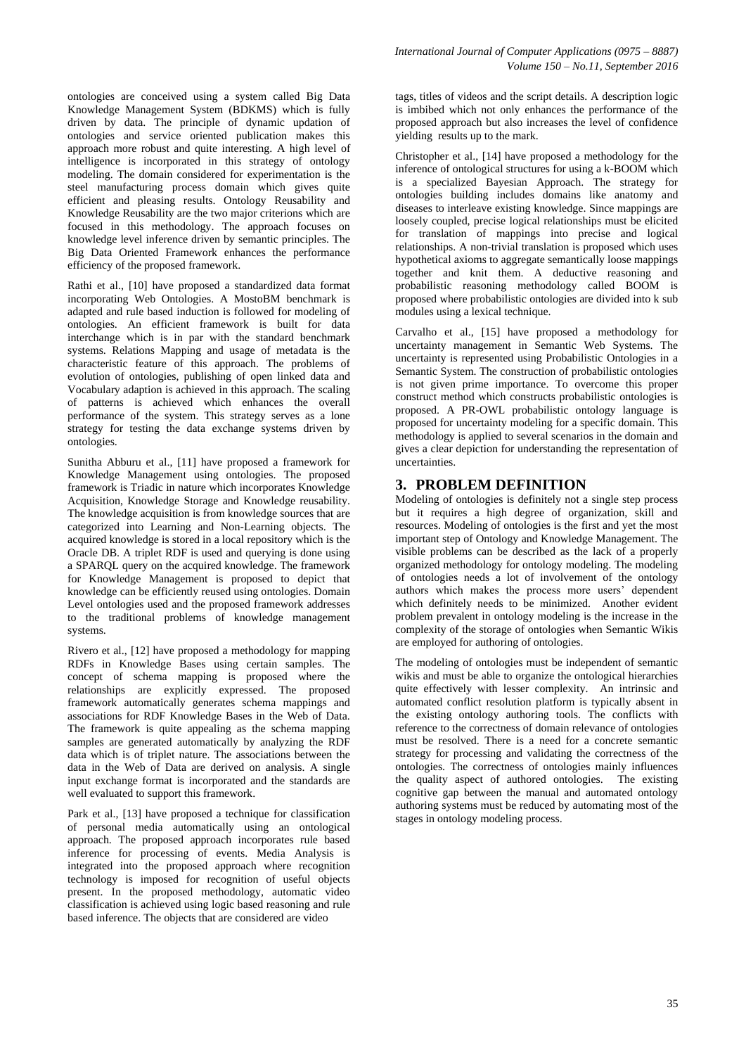ontologies are conceived using a system called Big Data Knowledge Management System (BDKMS) which is fully driven by data. The principle of dynamic updation of ontologies and service oriented publication makes this approach more robust and quite interesting. A high level of intelligence is incorporated in this strategy of ontology modeling. The domain considered for experimentation is the steel manufacturing process domain which gives quite efficient and pleasing results. Ontology Reusability and Knowledge Reusability are the two major criterions which are focused in this methodology. The approach focuses on knowledge level inference driven by semantic principles. The Big Data Oriented Framework enhances the performance efficiency of the proposed framework.

Rathi et al., [10] have proposed a standardized data format incorporating Web Ontologies. A MostoBM benchmark is adapted and rule based induction is followed for modeling of ontologies. An efficient framework is built for data interchange which is in par with the standard benchmark systems. Relations Mapping and usage of metadata is the characteristic feature of this approach. The problems of evolution of ontologies, publishing of open linked data and Vocabulary adaption is achieved in this approach. The scaling of patterns is achieved which enhances the overall performance of the system. This strategy serves as a lone strategy for testing the data exchange systems driven by ontologies.

Sunitha Abburu et al., [11] have proposed a framework for Knowledge Management using ontologies. The proposed framework is Triadic in nature which incorporates Knowledge Acquisition, Knowledge Storage and Knowledge reusability. The knowledge acquisition is from knowledge sources that are categorized into Learning and Non-Learning objects. The acquired knowledge is stored in a local repository which is the Oracle DB. A triplet RDF is used and querying is done using a SPARQL query on the acquired knowledge. The framework for Knowledge Management is proposed to depict that knowledge can be efficiently reused using ontologies. Domain Level ontologies used and the proposed framework addresses to the traditional problems of knowledge management systems.

Rivero et al., [12] have proposed a methodology for mapping RDFs in Knowledge Bases using certain samples. The concept of schema mapping is proposed where the relationships are explicitly expressed. The proposed framework automatically generates schema mappings and associations for RDF Knowledge Bases in the Web of Data. The framework is quite appealing as the schema mapping samples are generated automatically by analyzing the RDF data which is of triplet nature. The associations between the data in the Web of Data are derived on analysis. A single input exchange format is incorporated and the standards are well evaluated to support this framework.

Park et al., [13] have proposed a technique for classification of personal media automatically using an ontological approach. The proposed approach incorporates rule based inference for processing of events. Media Analysis is integrated into the proposed approach where recognition technology is imposed for recognition of useful objects present. In the proposed methodology, automatic video classification is achieved using logic based reasoning and rule based inference. The objects that are considered are video tags, titles of videos and the script details. A description logic is imbibed which not only enhances the performance of the proposed approach but also increases the level of confidence yielding results up to the mark.

Christopher et al., [14] have proposed a methodology for the inference of ontological structures for using a k-BOOM which is a specialized Bayesian Approach. The strategy for ontologies building includes domains like anatomy and diseases to interleave existing knowledge. Since mappings are loosely coupled, precise logical relationships must be elicited for translation of mappings into precise and logical relationships. A non-trivial translation is proposed which uses hypothetical axioms to aggregate semantically loose mappings together and knit them. A deductive reasoning and probabilistic reasoning methodology called BOOM is proposed where probabilistic ontologies are divided into k sub modules using a lexical technique.

Carvalho et al., [15] have proposed a methodology for uncertainty management in Semantic Web Systems. The uncertainty is represented using Probabilistic Ontologies in a Semantic System. The construction of probabilistic ontologies is not given prime importance. To overcome this proper construct method which constructs probabilistic ontologies is proposed. A PR-OWL probabilistic ontology language is proposed for uncertainty modeling for a specific domain. This methodology is applied to several scenarios in the domain and gives a clear depiction for understanding the representation of uncertainties.

## 3. PROBLEM DEFINITION

Modeling of ontologies is definitely not a single step process but it requires a high degree of organization, skill and resources. Modeling of ontologies is the first and yet the most important step of Ontology and Knowledge Management. The visible problems can be described as the lack of a properly organized methodology for ontology modeling. The modeling of ontologies needs a lot of involvement of the ontology authors which makes the process more users' dependent which definitely needs to be minimized. Another evident problem prevalent in ontology modeling is the increase in the complexity of the storage of ontologies when Semantic Wikis are employed for authoring of ontologies.

The modeling of ontologies must be independent of semantic wikis and must be able to organize the ontological hierarchies quite effectively with lesser complexity. An intrinsic and automated conflict resolution platform is typically absent in the existing ontology authoring tools. The conflicts with reference to the correctness of domain relevance of ontologies must be resolved. There is a need for a concrete semantic strategy for processing and validating the correctness of the ontologies. The correctness of ontologies mainly influences the quality aspect of authored ontologies. The existing cognitive gap between the manual and automated ontology authoring systems must be reduced by automating most of the stages in ontology modeling process.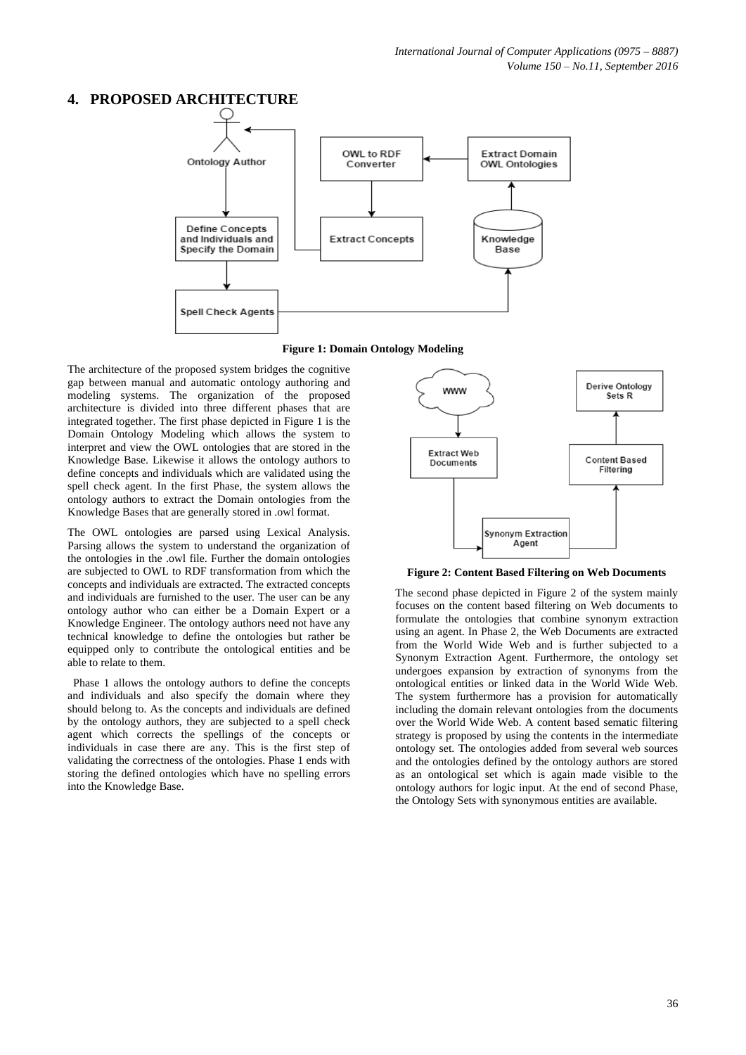## 4. PROPOSED ARCHITECTURE

**Figure 1: Domain Ontology Modeling**

The architecture of the proposed system bridges the cognitive gap between manual and automatic ontology authoring and modeling systems. The organization of the proposed architecture is divided into three different phases that are integrated together. The first phase depicted in Figure 1 is the Domain Ontology Modeling which allows the system to interpret and view the OWL ontologies that are stored in the Knowledge Base. Likewise it allows the ontology authors to define concepts and individuals which are validated using the spell check agent. In the first Phase, the system allows the ontology authors to extract the Domain ontologies from the Knowledge Bases that are generally stored in .owl format.

The OWL ontologies are parsed using Lexical Analysis. Parsing allows the system to understand the organization of the ontologies in the .owl file. Further the domain ontologies are subjected to OWL to RDF transformation from which the concepts and individuals are extracted. The extracted concepts and individuals are furnished to the user. The user can be any ontology author who can either be a Domain Expert or a Knowledge Engineer. The ontology authors need not have any technical knowledge to define the ontologies but rather be equipped only to contribute the ontological entities and be able to relate to them.

Phase 1 allows the ontology authors to define the concepts and individuals and also specify the domain where they should belong to. As the concepts and individuals are defined by the ontology authors, they are subjected to a spell check agent which corrects the spellings of the concepts or individuals in case there are any. This is the first step of validating the correctness of the ontologies. Phase 1 ends with storing the defined ontologies which have no spelling errors into the Knowledge Base.

**Figure 2: Content Based Filtering on Web Documents**

The second phase depicted in Figure 2 of the system mainly focuses on the content based filtering on Web documents to formulate the ontologies that combine synonym extraction using an agent. In Phase 2, the Web Documents are extracted from the World Wide Web and is further subjected to a Synonym Extraction Agent. Furthermore, the ontology set undergoes expansion by extraction of synonyms from the ontological entities or linked data in the World Wide Web. The system furthermore has a provision for automatically including the domain relevant ontologies from the documents over the World Wide Web. A content based sematic filtering strategy is proposed by using the contents in the intermediate ontology set. The ontologies added from several web sources and the ontologies defined by the ontology authors are stored as an ontological set which is again made visible to the ontology authors for logic input. At the end of second Phase, the Ontology Sets with synonymous entities are available.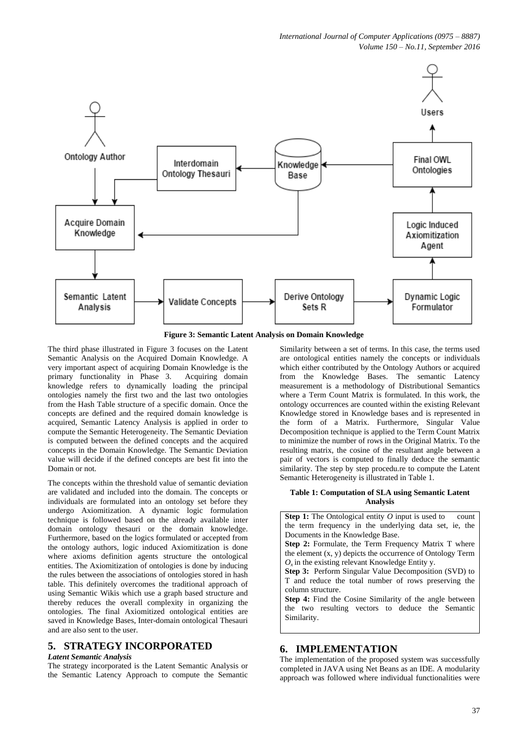**Figure 3: Semantic Latent Analysis on Domain Knowledge**

The third phase illustrated in Figure 3 focuses on the Latent Semantic Analysis on the Acquired Domain Knowledge. A very important aspect of acquiring Domain Knowledge is the primary functionality in Phase 3. Acquiring domain knowledge refers to dynamically loading the principal ontologies namely the first two and the last two ontologies from the Hash Table structure of a specific domain. Once the concepts are defined and the required domain knowledge is acquired, Semantic Latency Analysis is applied in order to compute the Semantic Heterogeneity. The Semantic Deviation is computed between the defined concepts and the acquired concepts in the Domain Knowledge. The Semantic Deviation value will decide if the defined concepts are best fit into the Domain or not.

The concepts within the threshold value of semantic deviation are validated and included into the domain. The concepts or individuals are formulated into an ontology set before they undergo Axiomitization. A dynamic logic formulation technique is followed based on the already available inter domain ontology thesauri or the domain knowledge. Furthermore, based on the logics formulated or accepted from the ontology authors, logic induced Axiomitization is done where axioms definition agents structure the ontological entities. The Axiomitization of ontologies is done by inducing the rules between the associations of ontologies stored in hash table. This definitely overcomes the traditional approach of using Semantic Wikis which use a graph based structure and thereby reduces the overall complexity in organizing the ontologies. The final Axiomitized ontological entities are saved in Knowledge Bases, Inter-domain ontological Thesauri and are also sent to the user.

## 5. STRATEGY INCORPORATED

***Latent Semantic Analysis***

The strategy incorporated is the Latent Semantic Analysis or the Semantic Latency Approach to compute the Semantic Similarity between a set of terms. In this case, the terms used are ontological entities namely the concepts or individuals which either contributed by the Ontology Authors or acquired from the Knowledge Bases. The semantic Latency measurement is a methodology of Distributional Semantics where a Term Count Matrix is formulated. In this work, the ontology occurrences are counted within the existing Relevant Knowledge stored in Knowledge bases and is represented in the form of a Matrix. Furthermore, Singular Value Decomposition technique is applied to the Term Count Matrix to minimize the number of rows in the Original Matrix. To the resulting matrix, the cosine of the resultant angle between a pair of vectors is computed to finally deduce the semantic similarity. The step by step procedu.re to compute the Latent Semantic Heterogeneity is illustrated in Table 1.

**Table 1: Computation of SLA using Semantic Latent Analysis**

| |
|---|
| **Step 1:** The Ontological entity *O* input is used to count the term frequency in the underlying data set, ie, the Documents in the Knowledge Base.<br>**Step 2:** Formulate, the Term Frequency Matrix T where the element (x, y) depicts the occurrence of Ontology Term $O_x$ in the existing relevant Knowledge Entity y.<br>**Step 3:** Perform Singular Value Decomposition (SVD) to T and reduce the total number of rows preserving the column structure.<br>**Step 4:** Find the Cosine Similarity of the angle between the two resulting vectors to deduce the Semantic Similarity. |

## 6. IMPLEMENTATION

The implementation of the proposed system was successfully completed in JAVA using Net Beans as an IDE. A modularity approach was followed where individual functionalities were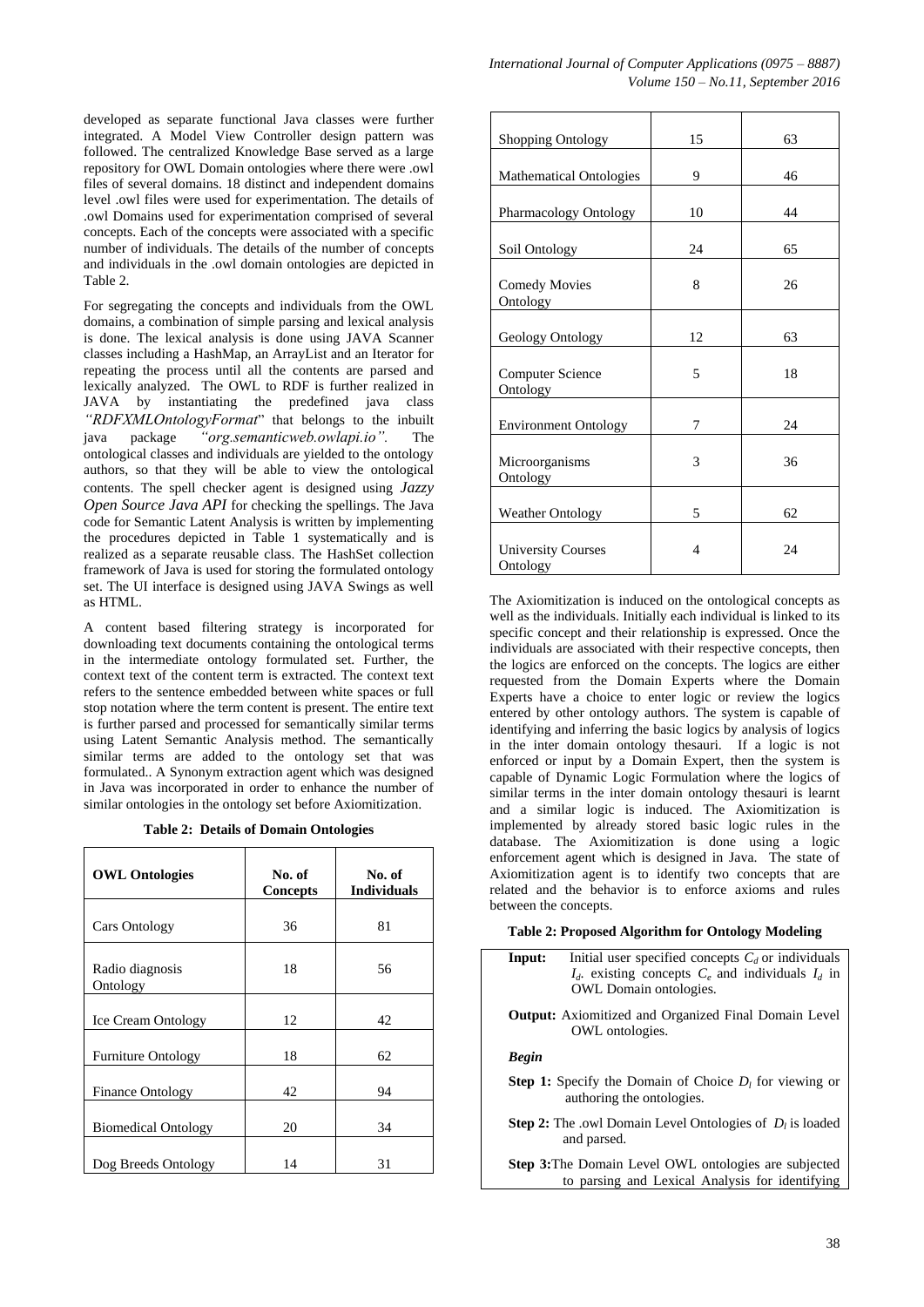developed as separate functional Java classes were further integrated. A Model View Controller design pattern was followed. The centralized Knowledge Base served as a large repository for OWL Domain ontologies where there were .owl files of several domains. 18 distinct and independent domains level .owl files were used for experimentation. The details of .owl Domains used for experimentation comprised of several concepts. Each of the concepts were associated with a specific number of individuals. The details of the number of concepts and individuals in the .owl domain ontologies are depicted in Table 2.

For segregating the concepts and individuals from the OWL domains, a combination of simple parsing and lexical analysis is done. The lexical analysis is done using JAVA Scanner classes including a HashMap, an ArrayList and an Iterator for repeating the process until all the contents are parsed and lexically analyzed. The OWL to RDF is further realized in JAVA by instantiating the predefined java class *"RDFXMLOntologyFormat"* that belongs to the inbuilt java package *"org.semanticweb.owlapi.io".* The ontological classes and individuals are yielded to the ontology authors, so that they will be able to view the ontological contents. The spell checker agent is designed using *Jazzy Open Source Java API* for checking the spellings. The Java code for Semantic Latent Analysis is written by implementing the procedures depicted in Table 1 systematically and is realized as a separate reusable class. The HashSet collection framework of Java is used for storing the formulated ontology set. The UI interface is designed using JAVA Swings as well as HTML.

A content based filtering strategy is incorporated for downloading text documents containing the ontological terms in the intermediate ontology formulated set. Further, the context text of the content term is extracted. The context text refers to the sentence embedded between white spaces or full stop notation where the term content is present. The entire text is further parsed and processed for semantically similar terms using Latent Semantic Analysis method. The semantically similar terms are added to the ontology set that was formulated.. A Synonym extraction agent which was designed in Java was incorporated in order to enhance the number of similar ontologies in the ontology set before Axiomitization.

**Table 2: Details of Domain Ontologies**

| **OWL Ontologies** | **No. of Concepts** | **No. of Individuals** |
|---|---|---|
| Cars Ontology | 36 | 81 |
| Radio diagnosis Ontology | 18 | 56 |
| Ice Cream Ontology | 12 | 42 |
| Furniture Ontology | 18 | 62 |
| Finance Ontology | 42 | 94 |
| Biomedical Ontology | 20 | 34 |
| Dog Breeds Ontology | 14 | 31 |
| Shopping Ontology | 15 | 63 |
| Mathematical Ontologies | 9 | 46 |
| Pharmacology Ontology | 10 | 44 |
| Soil Ontology | 24 | 65 |
| Comedy Movies Ontology | 8 | 26 |
| Geology Ontology | 12 | 63 |
| Computer Science Ontology | 5 | 18 |
| Environment Ontology | 7 | 24 |
| Microorganisms Ontology | 3 | 36 |
| Weather Ontology | 5 | 62 |
| University Courses Ontology | 4 | 24 |

The Axiomitization is induced on the ontological concepts as well as the individuals. Initially each individual is linked to its specific concept and their relationship is expressed. Once the individuals are associated with their respective concepts, then the logics are enforced on the concepts. The logics are either requested from the Domain Experts where the Domain Experts have a choice to enter logic or review the logics entered by other ontology authors. The system is capable of identifying and inferring the basic logics by analysis of logics in the inter domain ontology thesauri. If a logic is not enforced or input by a Domain Expert, then the system is capable of Dynamic Logic Formulation where the logics of similar terms in the inter domain ontology thesauri is learnt and a similar logic is induced. The Axiomitization is implemented by already stored basic logic rules in the database. The Axiomitization is done using a logic enforcement agent which is designed in Java. The state of Axiomitization agent is to identify two concepts that are related and the behavior is to enforce axioms and rules between the concepts.

**Table 2: Proposed Algorithm for Ontology Modeling**

**Input:** Initial user specified concepts $C_d$ or individuals $I_d$. existing concepts $C_e$ and individuals $I_d$ in OWL Domain ontologies.

**Output:** Axiomitized and Organized Final Domain Level OWL ontologies.

***Begin***

**Step 1:** Specify the Domain of Choice $D_l$ for viewing or authoring the ontologies.

**Step 2:** The .owl Domain Level Ontologies of $D_l$ is loaded and parsed.

**Step 3:** The Domain Level OWL ontologies are subjected to parsing and Lexical Analysis for identifying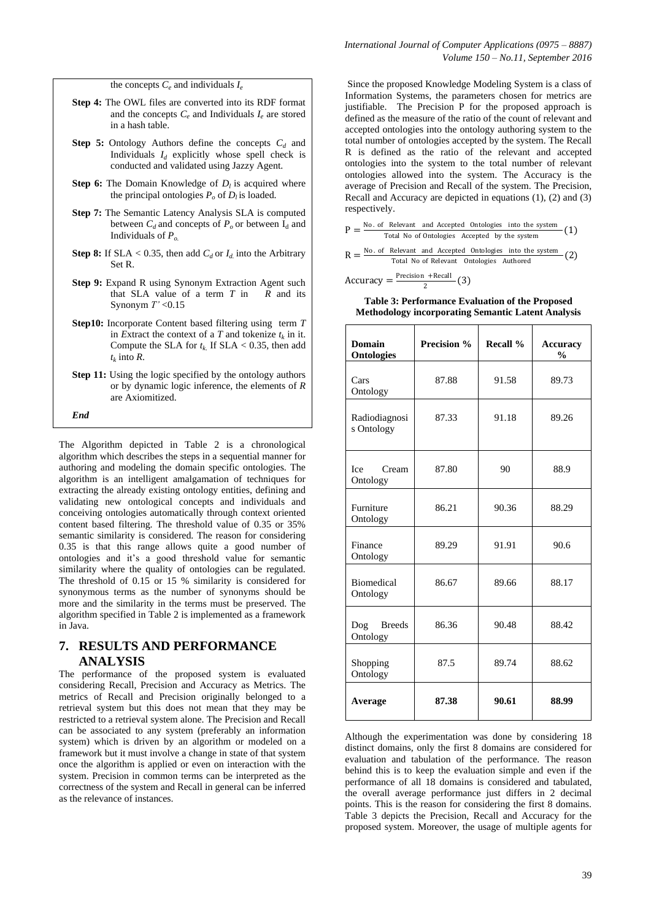the concepts $C_e$ and individuals $I_e$

**Step 4:** The OWL files are converted into its RDF format and the concepts $C_e$ and Individuals $I_e$ are stored in a hash table.

**Step 5:** Ontology Authors define the concepts $C_d$ and Individuals $I_d$ explicitly whose spell check is conducted and validated using Jazzy Agent.

**Step 6:** The Domain Knowledge of $D_l$ is acquired where the principal ontologies $P_o$ of $D_l$ is loaded.

**Step 7:** The Semantic Latency Analysis SLA is computed between $C_d$ and concepts of $P_o$ or between $I_d$ and Individuals of $P_o$.

**Step 8:** If SLA < 0.35, then add $C_d$ or $I_d$ into the Arbitrary Set R.

**Step 9:** Expand R using Synonym Extraction Agent such that SLA value of a term $T$ in $R$ and its Synonym $T'$ <0.15

**Step10:** Incorporate Content based filtering using term $T$ in Extract the context of a $T$ and tokenize $t_k$ in it. Compute the SLA for $t_k$. If SLA < 0.35, then add $t_k$ into $R$.

**Step 11:** Using the logic specified by the ontology authors or by dynamic logic inference, the elements of $R$ are Axiomitized.

***End***

The Algorithm depicted in Table 2 is a chronological algorithm which describes the steps in a sequential manner for authoring and modeling the domain specific ontologies. The algorithm is an intelligent amalgamation of techniques for extracting the already existing ontology entities, defining and validating new ontological concepts and individuals and conceiving ontologies automatically through context oriented content based filtering. The threshold value of 0.35 or 35% semantic similarity is considered. The reason for considering 0.35 is that this range allows quite a good number of ontologies and it's a good threshold value for semantic similarity where the quality of ontologies can be regulated. The threshold of 0.15 or 15 % similarity is considered for synonymous terms as the number of synonyms should be more and the similarity in the terms must be preserved. The algorithm specified in Table 2 is implemented as a framework in Java.

## 7. RESULTS AND PERFORMANCE ANALYSIS

The performance of the proposed system is evaluated considering Recall, Precision and Accuracy as Metrics. The metrics of Recall and Precision originally belonged to a retrieval system but this does not mean that they may be restricted to a retrieval system alone. The Precision and Recall can be associated to any system (preferably an information system) which is driven by an algorithm or modeled on a framework but it must involve a change in state of that system once the algorithm is applied or even on interaction with the system. Precision in common terms can be interpreted as the correctness of the system and Recall in general can be inferred as the relevance of instances.

Since the proposed Knowledge Modeling System is a class of Information Systems, the parameters chosen for metrics are justifiable. The Precision P for the proposed approach is defined as the measure of the ratio of the count of relevant and accepted ontologies into the ontology authoring system to the total number of ontologies accepted by the system. The Recall R is defined as the ratio of the relevant and accepted ontologies into the system to the total number of relevant ontologies allowed into the system. The Accuracy is the average of Precision and Recall of the system. The Precision, Recall and Accuracy are depicted in equations (1), (2) and (3) respectively.

$$P = \frac{\text{No. of Relevant and Accepted Ontologies into the system}}{\text{Total No of Ontologies Accepted by the system}} \quad (1)$$

$$R = \frac{\text{No. of Relevant and Accepted Ontologies into the system}}{\text{Total No of Relevant Ontologies Authored}} \quad (2)$$

$$\text{Accuracy} = \frac{\text{Precision} + \text{Recall}}{2} \quad (3)$$

**Table 3: Performance Evaluation of the Proposed Methodology incorporating Semantic Latent Analysis**

| Domain Ontologies | Precision % | Recall % | Accuracy % |
|---|---|---|---|
| Cars Ontology | 87.88 | 91.58 | 89.73 |
| Radiodiagnosis Ontology | 87.33 | 91.18 | 89.26 |
| Ice Cream Ontology | 87.80 | 90 | 88.9 |
| Furniture Ontology | 86.21 | 90.36 | 88.29 |
| Finance Ontology | 89.29 | 91.91 | 90.6 |
| Biomedical Ontology | 86.67 | 89.66 | 88.17 |
| Dog Breeds Ontology | 86.36 | 90.48 | 88.42 |
| Shopping Ontology | 87.5 | 89.74 | 88.62 |
| **Average** | **87.38** | **90.61** | **88.99** |

Although the experimentation was done by considering 18 distinct domains, only the first 8 domains are considered for evaluation and tabulation of the performance. The reason behind this is to keep the evaluation simple and even if the performance of all 18 domains is considered and tabulated, the overall average performance just differs in 2 decimal points. This is the reason for considering the first 8 domains. Table 3 depicts the Precision, Recall and Accuracy for the proposed system. Moreover, the usage of multiple agents for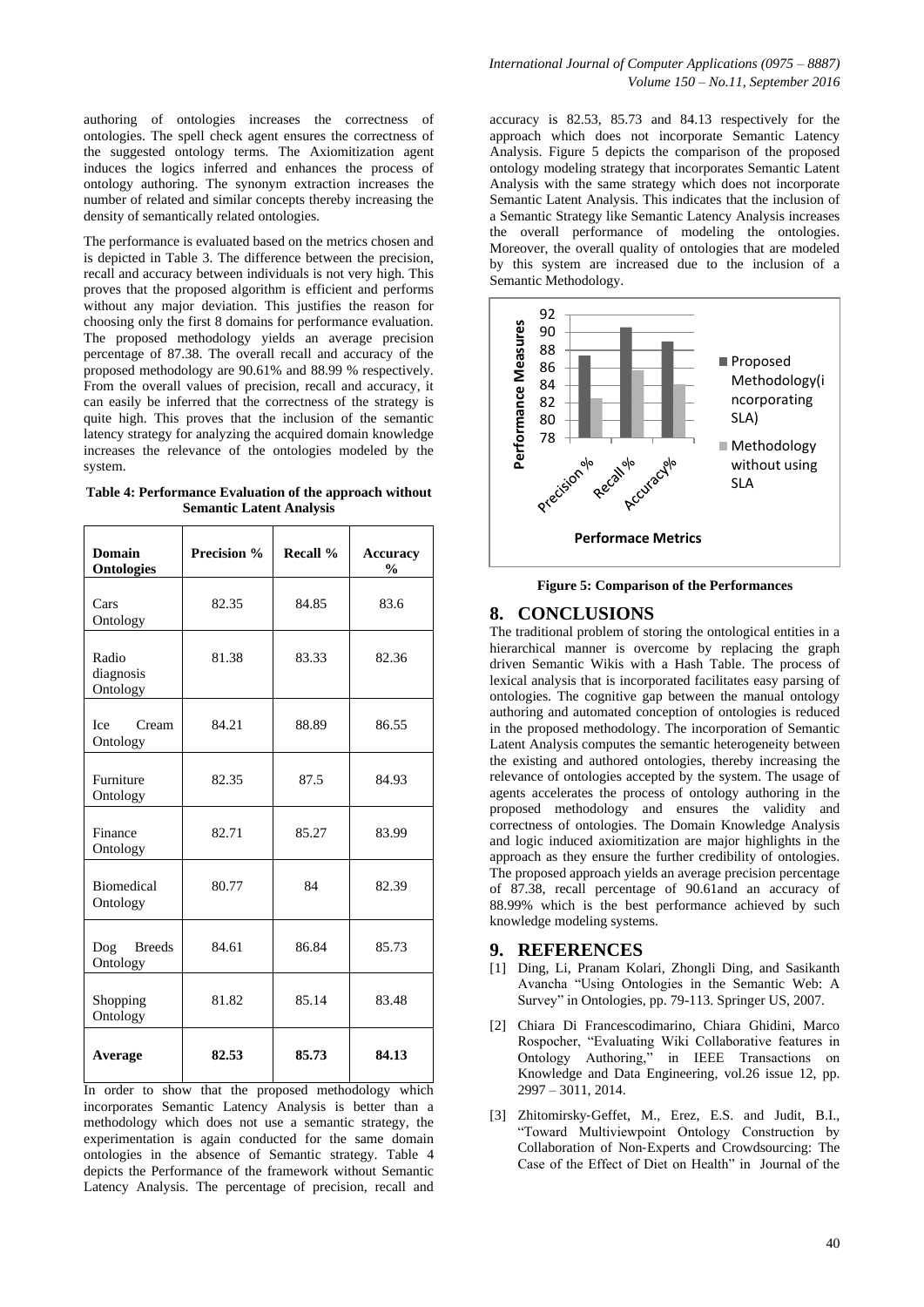authoring of ontologies increases the correctness of ontologies. The spell check agent ensures the correctness of the suggested ontology terms. The Axiomitization agent induces the logics inferred and enhances the process of ontology authoring. The synonym extraction increases the number of related and similar concepts thereby increasing the density of semantically related ontologies.

The performance is evaluated based on the metrics chosen and is depicted in Table 3. The difference between the precision, recall and accuracy between individuals is not very high. This proves that the proposed algorithm is efficient and performs without any major deviation. This justifies the reason for choosing only the first 8 domains for performance evaluation. The proposed methodology yields an average precision percentage of 87.38. The overall recall and accuracy of the proposed methodology are 90.61% and 88.99 % respectively. From the overall values of precision, recall and accuracy, it can easily be inferred that the correctness of the strategy is quite high. This proves that the inclusion of the semantic latency strategy for analyzing the acquired domain knowledge increases the relevance of the ontologies modeled by the system.

**Table 4: Performance Evaluation of the approach without Semantic Latent Analysis**

| Domain Ontologies | Precision % | Recall % | Accuracy % |
|---|---|---|---|
| Cars Ontology | 82.35 | 84.85 | 83.6 |
| Radio diagnosis Ontology | 81.38 | 83.33 | 82.36 |
| Ice Cream Ontology | 84.21 | 88.89 | 86.55 |
| Furniture Ontology | 82.35 | 87.5 | 84.93 |
| Finance Ontology | 82.71 | 85.27 | 83.99 |
| Biomedical Ontology | 80.77 | 84 | 82.39 |
| Dog Breeds Ontology | 84.61 | 86.84 | 85.73 |
| Shopping Ontology | 81.82 | 85.14 | 83.48 |
| **Average** | **82.53** | **85.73** | **84.13** |

In order to show that the proposed methodology which incorporates Semantic Latency Analysis is better than a methodology which does not use a semantic strategy, the experimentation is again conducted for the same domain ontologies in the absence of Semantic strategy. Table 4 depicts the Performance of the framework without Semantic Latency Analysis. The percentage of precision, recall and accuracy is 82.53, 85.73 and 84.13 respectively for the approach which does not incorporate Semantic Latency Analysis. Figure 5 depicts the comparison of the proposed ontology modeling strategy that incorporates Semantic Latent Analysis with the same strategy which does not incorporate Semantic Latent Analysis. This indicates that the inclusion of a Semantic Strategy like Semantic Latency Analysis increases the overall performance of modeling the ontologies. Moreover, the overall quality of ontologies that are modeled by this system are increased due to the inclusion of a Semantic Methodology.

**Figure 5: Comparison of the Performances**

## 8. CONCLUSIONS

The traditional problem of storing the ontological entities in a hierarchical manner is overcome by replacing the graph driven Semantic Wikis with a Hash Table. The process of lexical analysis that is incorporated facilitates easy parsing of ontologies. The cognitive gap between the manual ontology authoring and automated conception of ontologies is reduced in the proposed methodology. The incorporation of Semantic Latent Analysis computes the semantic heterogeneity between the existing and authored ontologies, thereby increasing the relevance of ontologies accepted by the system. The usage of agents accelerates the process of ontology authoring in the proposed methodology and ensures the validity and correctness of ontologies. The Domain Knowledge Analysis and logic induced axiomitization are major highlights in the approach as they ensure the further credibility of ontologies. The proposed approach yields an average precision percentage of 87.38, recall percentage of 90.61and an accuracy of 88.99% which is the best performance achieved by such knowledge modeling systems.

## 9. REFERENCES

[1] Ding, Li, Pranam Kolari, Zhongli Ding, and Sasikanth Avancha "Using Ontologies in the Semantic Web: A Survey" in Ontologies, pp. 79-113. Springer US, 2007.

[2] Chiara Di Francescodimarino, Chiara Ghidini, Marco Rospocher, "Evaluating Wiki Collaborative features in Ontology Authoring," in IEEE Transactions on Knowledge and Data Engineering, vol.26 issue 12, pp. 2997 – 3011, 2014.

[3] Zhitomirsky‐Geffet, M., Erez, E.S. and Judit, B.I., "Toward Multiviewpoint Ontology Construction by Collaboration of Non‐Experts and Crowdsourcing: The Case of the Effect of Diet on Health" in Journal of the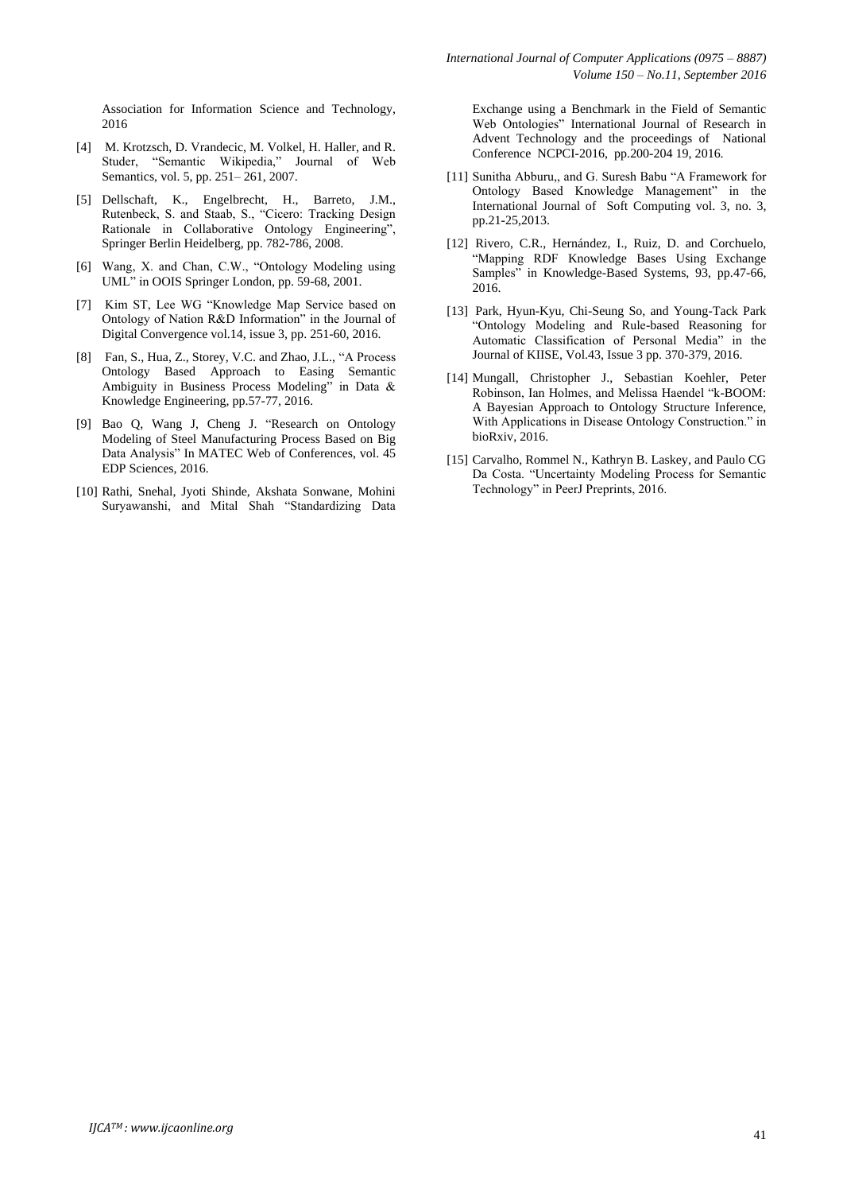Association for Information Science and Technology, 2016

[4] M. Krotzsch, D. Vrandecic, M. Volkel, H. Haller, and R. Studer, "Semantic Wikipedia," Journal of Web Semantics, vol. 5, pp. 251– 261, 2007.

[5] Dellschaft, K., Engelbrecht, H., Barreto, J.M., Rutenbeck, S. and Staab, S., "Cicero: Tracking Design Rationale in Collaborative Ontology Engineering", Springer Berlin Heidelberg, pp. 782-786, 2008.

[6] Wang, X. and Chan, C.W., "Ontology Modeling using UML" in OOIS Springer London, pp. 59-68, 2001.

[7] Kim ST, Lee WG "Knowledge Map Service based on Ontology of Nation R&D Information" in the Journal of Digital Convergence vol.14, issue 3, pp. 251-60, 2016.

[8] Fan, S., Hua, Z., Storey, V.C. and Zhao, J.L., "A Process Ontology Based Approach to Easing Semantic Ambiguity in Business Process Modeling" in Data & Knowledge Engineering, pp.57-77, 2016.

[9] Bao Q, Wang J, Cheng J. "Research on Ontology Modeling of Steel Manufacturing Process Based on Big Data Analysis" In MATEC Web of Conferences, vol. 45 EDP Sciences, 2016.

[10] Rathi, Snehal, Jyoti Shinde, Akshata Sonwane, Mohini Suryawanshi, and Mital Shah "Standardizing Data Exchange using a Benchmark in the Field of Semantic Web Ontologies" International Journal of Research in Advent Technology and the proceedings of National Conference NCPCI-2016, pp.200-204 19, 2016.

[11] Sunitha Abburu,, and G. Suresh Babu "A Framework for Ontology Based Knowledge Management" in the International Journal of Soft Computing vol. 3, no. 3, pp.21-25,2013.

[12] Rivero, C.R., Hernández, I., Ruiz, D. and Corchuelo, "Mapping RDF Knowledge Bases Using Exchange Samples" in Knowledge-Based Systems, 93, pp.47-66, 2016.

[13] Park, Hyun-Kyu, Chi-Seung So, and Young-Tack Park "Ontology Modeling and Rule-based Reasoning for Automatic Classification of Personal Media" in the Journal of KIISE, Vol.43, Issue 3 pp. 370-379, 2016.

[14] Mungall, Christopher J., Sebastian Koehler, Peter Robinson, Ian Holmes, and Melissa Haendel "k-BOOM: A Bayesian Approach to Ontology Structure Inference, With Applications in Disease Ontology Construction." in bioRxiv, 2016.

[15] Carvalho, Rommel N., Kathryn B. Laskey, and Paulo CG Da Costa. "Uncertainty Modeling Process for Semantic Technology" in PeerJ Preprints, 2016.